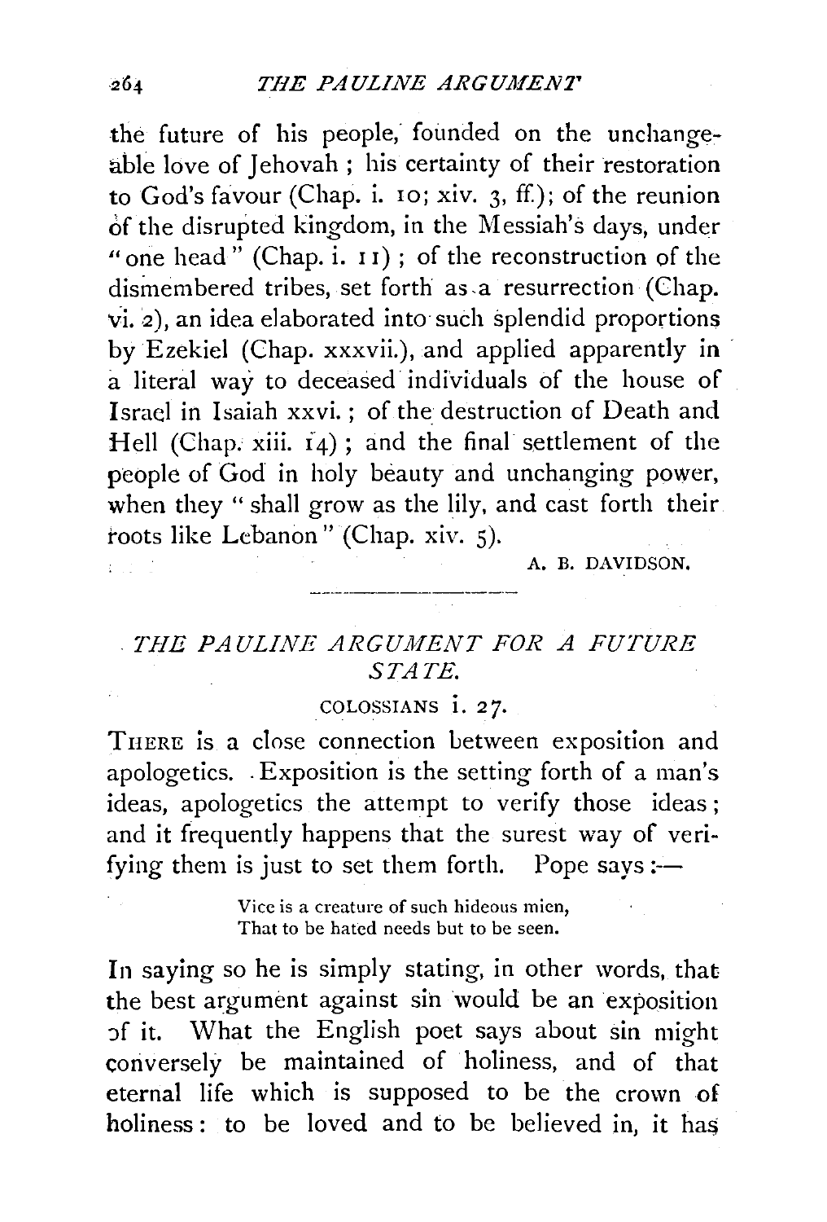the future of his people, founded on the unchangeable love of Jehovah; his certainty of their restoration to God's favour (Chap. i. 10; xiv. 3, ff.); of the reunion of the disrupted kingdom, in the Messiah's days, under "one head" (Chap. i. 11); of the reconstruction of the dismembered tribes, set forth as a resurrection (Chap. vi. 2), an idea elaborated into such splendid proportions by Ezekiel (Chap. xxxvii.), and applied apparently in a literal way to deceased individuals of the house of Israel in Isaiah xxvi.; of the destruction of Death and Hell (Chap. xiii. 14); and the final settlement of the people of God in holy beauty and unchanging power, when they "shall grow as the lily, and cast forth their roots like Lebanon" (Chap. xiv. 5).

A. B. DAVIDSON.

---

## *THE PAULINE ARGUMENT FOR A FUTURE STATE.*

COLOSSIANS i. 27.

THERE is a close connection between exposition and apologetics. Exposition is the setting forth of a man's ideas, apologetics the attempt to verify those ideas; and it frequently happens that the surest way of verifying them is just to set them forth. Pope says:—

> Vice is a creature of such hideous mien,
> That to be hated needs but to be seen.

In saying so he is simply stating, in other words, that the best argument against sin would be an exposition of it. What the English poet says about sin might conversely be maintained of holiness, and of that eternal life which is supposed to be the crown of holiness: to be loved and to be believed in, it has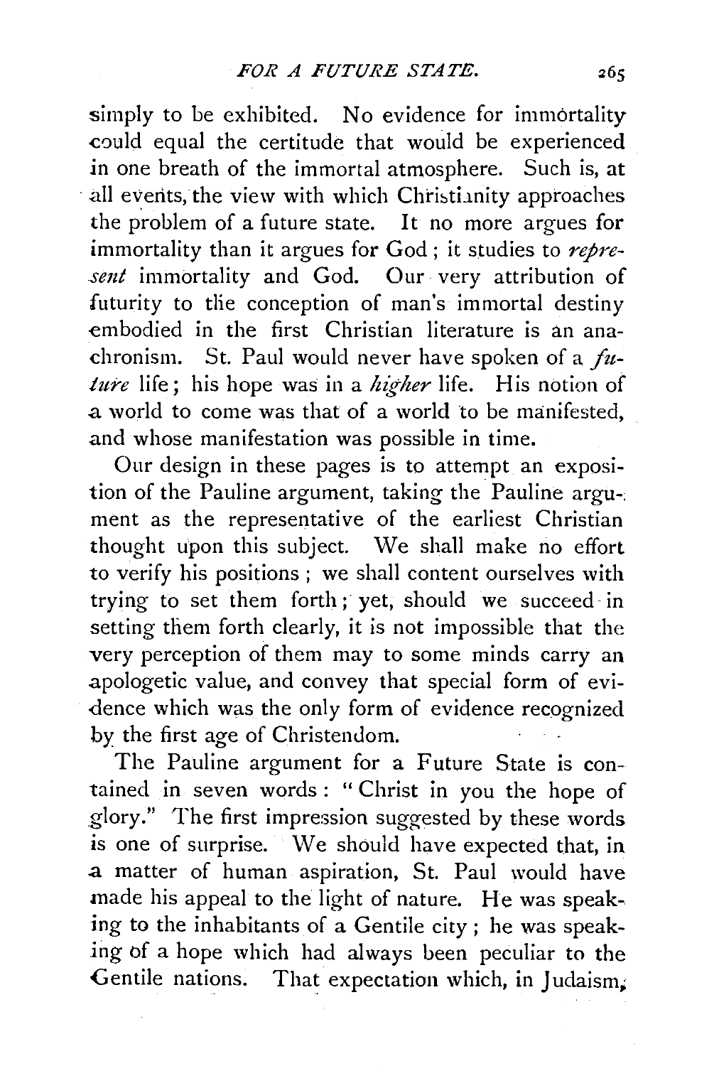simply to be exhibited. No evidence for immortality could equal the certitude that would be experienced in one breath of the immortal atmosphere. Such is, at all events, the view with which Christianity approaches the problem of a future state. It no more argues for immortality than it argues for God; it studies to *represent* immortality and God. Our very attribution of futurity to the conception of man's immortal destiny embodied in the first Christian literature is an anachronism. St. Paul would never have spoken of a *future* life; his hope was in a *higher* life. His notion of a world to come was that of a world to be manifested, and whose manifestation was possible in time.

Our design in these pages is to attempt an exposition of the Pauline argument, taking the Pauline argument as the representative of the earliest Christian thought upon this subject. We shall make no effort to verify his positions; we shall content ourselves with trying to set them forth; yet, should we succeed in setting them forth clearly, it is not impossible that the very perception of them may to some minds carry an apologetic value, and convey that special form of evidence which was the only form of evidence recognized by the first age of Christendom.

The Pauline argument for a Future State is contained in seven words: "Christ in you the hope of glory." The first impression suggested by these words is one of surprise. We should have expected that, in a matter of human aspiration, St. Paul would have made his appeal to the light of nature. He was speaking to the inhabitants of a Gentile city; he was speaking of a hope which had always been peculiar to the Gentile nations. That expectation which, in Judaism,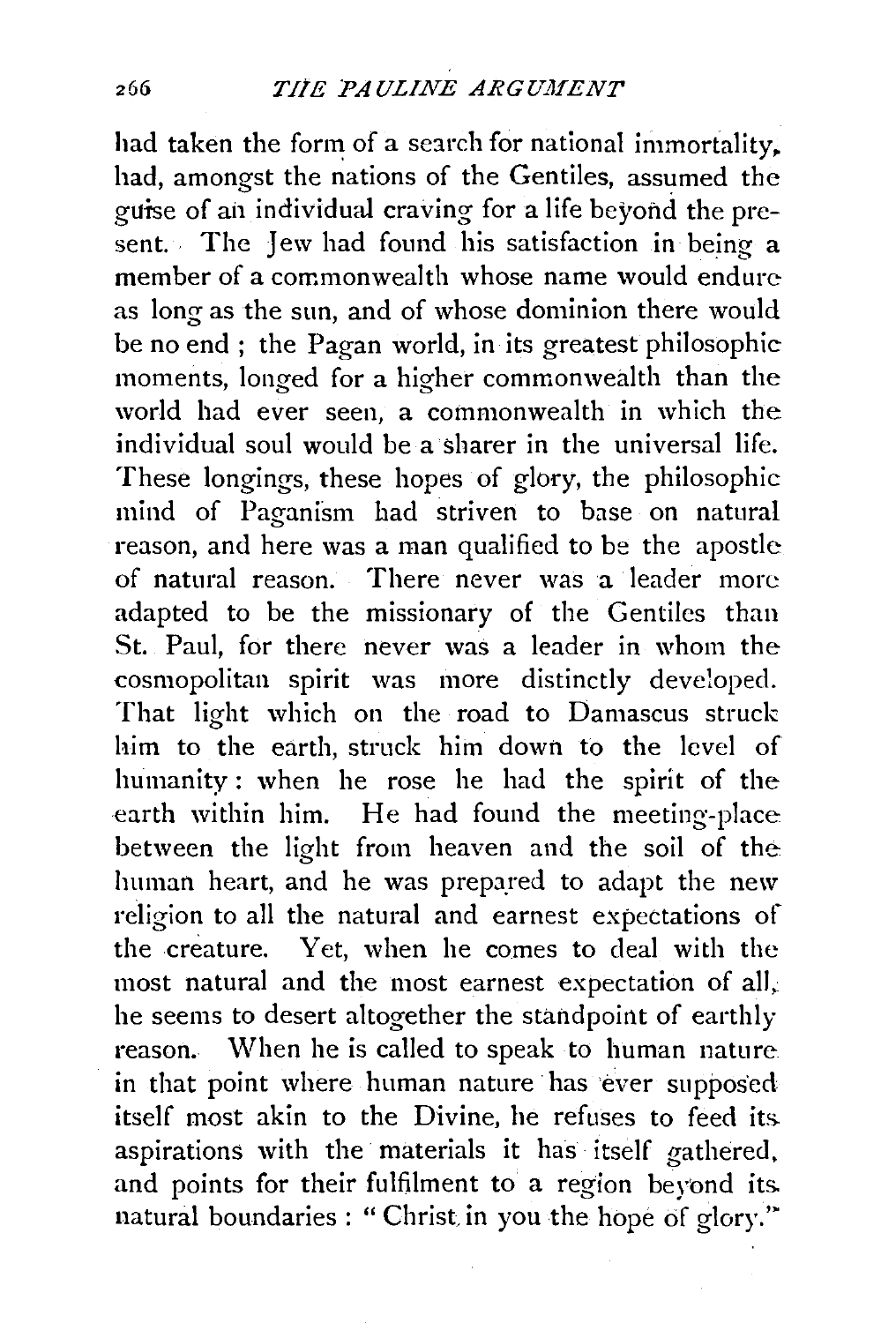had taken the form of a search for national immortality, had, amongst the nations of the Gentiles, assumed the guise of an individual craving for a life beyond the present. The Jew had found his satisfaction in being a member of a commonwealth whose name would endure as long as the sun, and of whose dominion there would be no end ; the Pagan world, in its greatest philosophic moments, longed for a higher commonwealth than the world had ever seen, a commonwealth in which the individual soul would be a sharer in the universal life. These longings, these hopes of glory, the philosophic mind of Paganism had striven to base on natural reason, and here was a man qualified to be the apostle of natural reason. There never was a leader more adapted to be the missionary of the Gentiles than St. Paul, for there never was a leader in whom the cosmopolitan spirit was more distinctly developed. That light which on the road to Damascus struck him to the earth, struck him down to the level of humanity: when he rose he had the spirit of the earth within him. He had found the meeting-place between the light from heaven and the soil of the human heart, and he was prepared to adapt the new religion to all the natural and earnest expectations of the creature. Yet, when he comes to deal with the most natural and the most earnest expectation of all, he seems to desert altogether the standpoint of earthly reason. When he is called to speak to human nature in that point where human nature has ever supposed itself most akin to the Divine, he refuses to feed its aspirations with the materials it has itself gathered, and points for their fulfilment to a region beyond its natural boundaries : "Christ in you the hope of glory."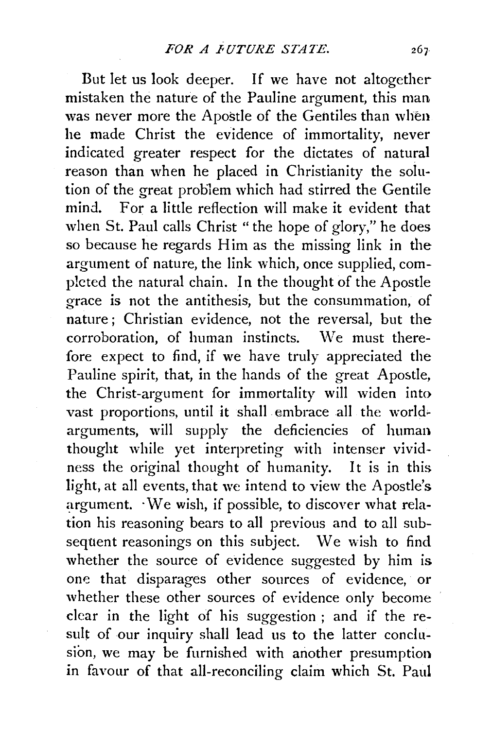But let us look deeper. If we have not altogether mistaken the nature of the Pauline argument, this man was never more the Apostle of the Gentiles than when he made Christ the evidence of immortality, never indicated greater respect for the dictates of natural reason than when he placed in Christianity the solution of the great problem which had stirred the Gentile mind. For a little reflection will make it evident that when St. Paul calls Christ "the hope of glory," he does so because he regards Him as the missing link in the argument of nature, the link which, once supplied, completed the natural chain. In the thought of the Apostle grace is not the antithesis, but the consummation, of nature; Christian evidence, not the reversal, but the corroboration, of human instincts. We must therefore expect to find, if we have truly appreciated the Pauline spirit, that, in the hands of the great Apostle, the Christ-argument for immortality will widen into vast proportions, until it shall embrace all the world-arguments, will supply the deficiencies of human thought while yet interpreting with intenser vividness the original thought of humanity. It is in this light, at all events, that we intend to view the Apostle's argument. We wish, if possible, to discover what relation his reasoning bears to all previous and to all subsequent reasonings on this subject. We wish to find whether the source of evidence suggested by him is one that disparages other sources of evidence, or whether these other sources of evidence only become clear in the light of his suggestion; and if the result of our inquiry shall lead us to the latter conclusion, we may be furnished with another presumption in favour of that all-reconciling claim which St. Paul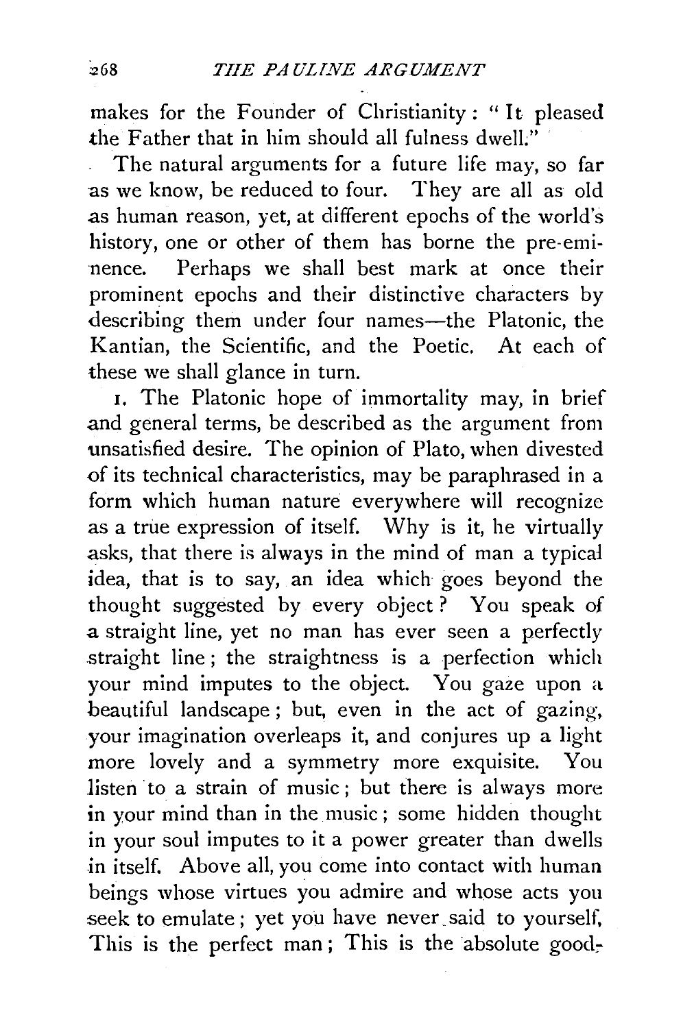makes for the Founder of Christianity: "It pleased the Father that in him should all fulness dwell."

The natural arguments for a future life may, so far as we know, be reduced to four. They are all as old as human reason, yet, at different epochs of the world's history, one or other of them has borne the pre-eminence. Perhaps we shall best mark at once their prominent epochs and their distinctive characters by describing them under four names—the Platonic, the Kantian, the Scientific, and the Poetic. At each of these we shall glance in turn.

1. The Platonic hope of immortality may, in brief and general terms, be described as the argument from unsatisfied desire. The opinion of Plato, when divested of its technical characteristics, may be paraphrased in a form which human nature everywhere will recognize as a true expression of itself. Why is it, he virtually asks, that there is always in the mind of man a typical idea, that is to say, an idea which goes beyond the thought suggested by every object? You speak of a straight line, yet no man has ever seen a perfectly straight line; the straightness is a perfection which your mind imputes to the object. You gaze upon a beautiful landscape; but, even in the act of gazing, your imagination overleaps it, and conjures up a light more lovely and a symmetry more exquisite. You listen to a strain of music; but there is always more in your mind than in the music; some hidden thought in your soul imputes to it a power greater than dwells in itself. Above all, you come into contact with human beings whose virtues you admire and whose acts you seek to emulate; yet you have never said to yourself, This is the perfect man; This is the absolute good-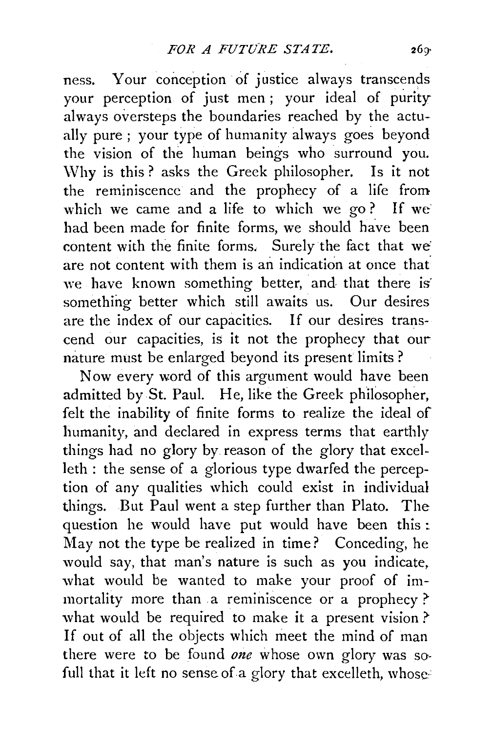ness. Your conception of justice always transcends your perception of just men; your ideal of purity always oversteps the boundaries reached by the actually pure; your type of humanity always goes beyond the vision of the human beings who surround you. Why is this? asks the Greek philosopher. Is it not the reminiscence and the prophecy of a life from which we came and a life to which we go? If we had been made for finite forms, we should have been content with the finite forms. Surely the fact that we are not content with them is an indication at once that we have known something better, and that there is something better which still awaits us. Our desires are the index of our capacities. If our desires transcend our capacities, is it not the prophecy that our nature must be enlarged beyond its present limits?

Now every word of this argument would have been admitted by St. Paul. He, like the Greek philosopher, felt the inability of finite forms to realize the ideal of humanity, and declared in express terms that earthly things had no glory by reason of the glory that excelleth: the sense of a glorious type dwarfed the perception of any qualities which could exist in individual things. But Paul went a step further than Plato. The question he would have put would have been this: May not the type be realized in time? Conceding, he would say, that man's nature is such as you indicate, what would be wanted to make your proof of immortality more than a reminiscence or a prophecy? what would be required to make it a present vision? If out of all the objects which meet the mind of man there were to be found *one* whose own glory was so full that it left no sense of a glory that excelleth, whose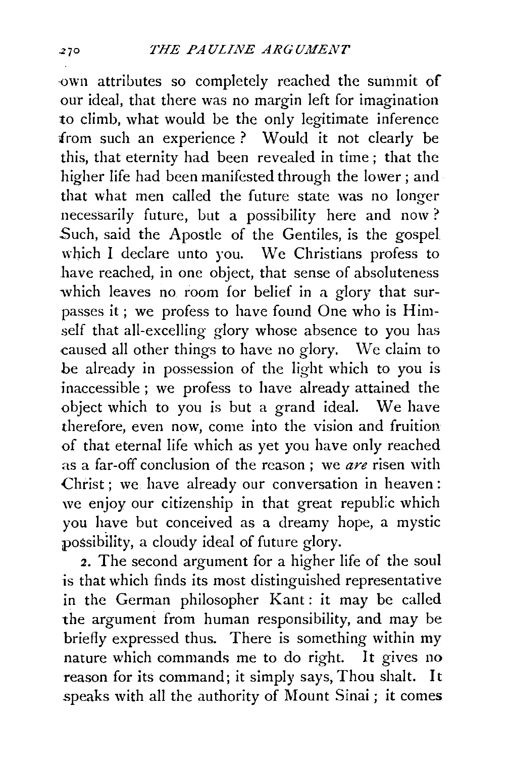own attributes so completely reached the summit of our ideal, that there was no margin left for imagination to climb, what would be the only legitimate inference from such an experience? Would it not clearly be this, that eternity had been revealed in time; that the higher life had been manifested through the lower; and that what men called the future state was no longer necessarily future, but a possibility here and now? Such, said the Apostle of the Gentiles, is the gospel which I declare unto you. We Christians profess to have reached, in one object, that sense of absoluteness which leaves no room for belief in a glory that surpasses it; we profess to have found One who is Himself that all-excelling glory whose absence to you has caused all other things to have no glory. We claim to be already in possession of the light which to you is inaccessible; we profess to have already attained the object which to you is but a grand ideal. We have therefore, even now, come into the vision and fruition of that eternal life which as yet you have only reached as a far-off conclusion of the reason; we *are* risen with Christ; we have already our conversation in heaven: we enjoy our citizenship in that great republic which you have but conceived as a dreamy hope, a mystic possibility, a cloudy ideal of future glory.

2. The second argument for a higher life of the soul is that which finds its most distinguished representative in the German philosopher Kant: it may be called the argument from human responsibility, and may be briefly expressed thus. There is something within my nature which commands me to do right. It gives no reason for its command; it simply says, Thou shalt. It speaks with all the authority of Mount Sinai; it comes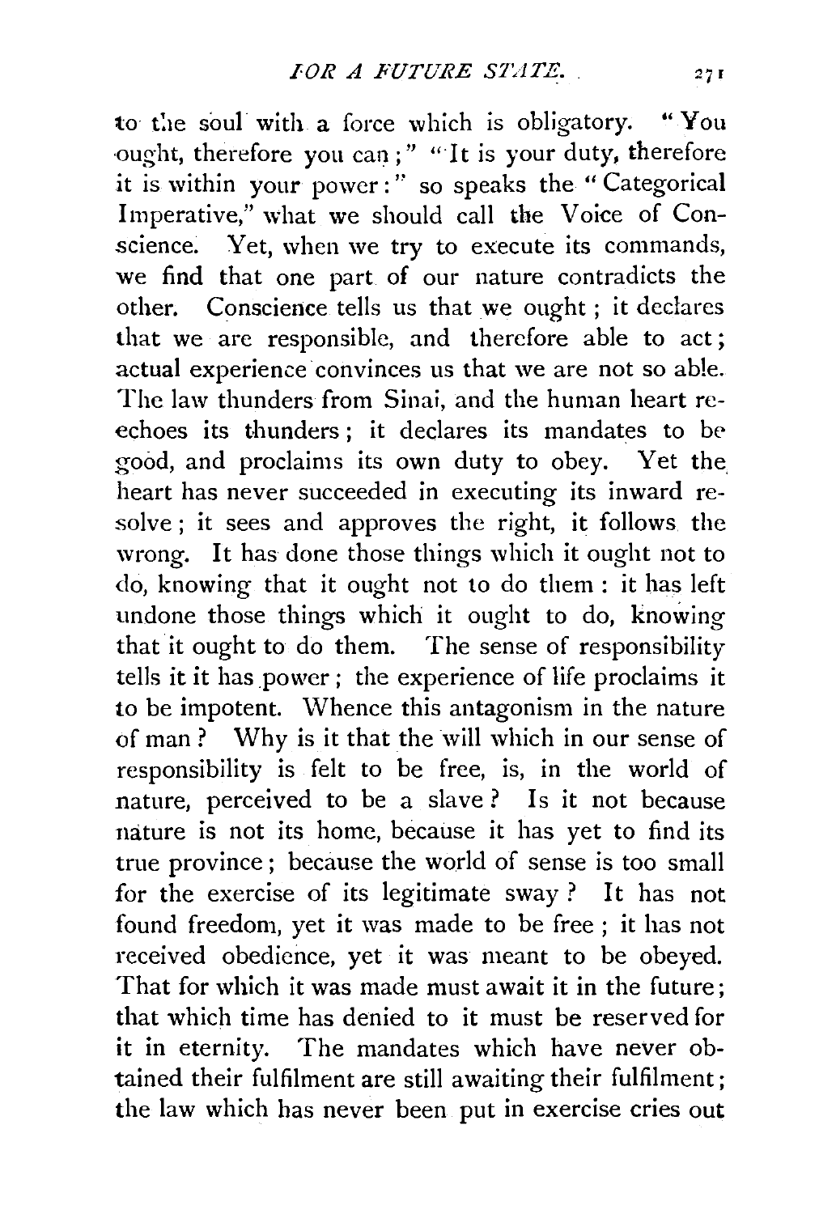to the soul with a force which is obligatory. "You ought, therefore you can;" "It is your duty, therefore it is within your power:" so speaks the "Categorical Imperative," what we should call the Voice of Conscience. Yet, when we try to execute its commands, we find that one part of our nature contradicts the other. Conscience tells us that we ought; it declares that we are responsible, and therefore able to act; actual experience convinces us that we are not so able. The law thunders from Sinai, and the human heart re-echoes its thunders; it declares its mandates to be good, and proclaims its own duty to obey. Yet the heart has never succeeded in executing its inward resolve; it sees and approves the right, it follows the wrong. It has done those things which it ought not to do, knowing that it ought not to do them: it has left undone those things which it ought to do, knowing that it ought to do them. The sense of responsibility tells it it has power; the experience of life proclaims it to be impotent. Whence this antagonism in the nature of man? Why is it that the will which in our sense of responsibility is felt to be free, is, in the world of nature, perceived to be a slave? Is it not because nature is not its home, because it has yet to find its true province; because the world of sense is too small for the exercise of its legitimate sway? It has not found freedom, yet it was made to be free; it has not received obedience, yet it was meant to be obeyed. That for which it was made must await it in the future; that which time has denied to it must be reserved for it in eternity. The mandates which have never obtained their fulfilment are still awaiting their fulfilment; the law which has never been put in exercise cries out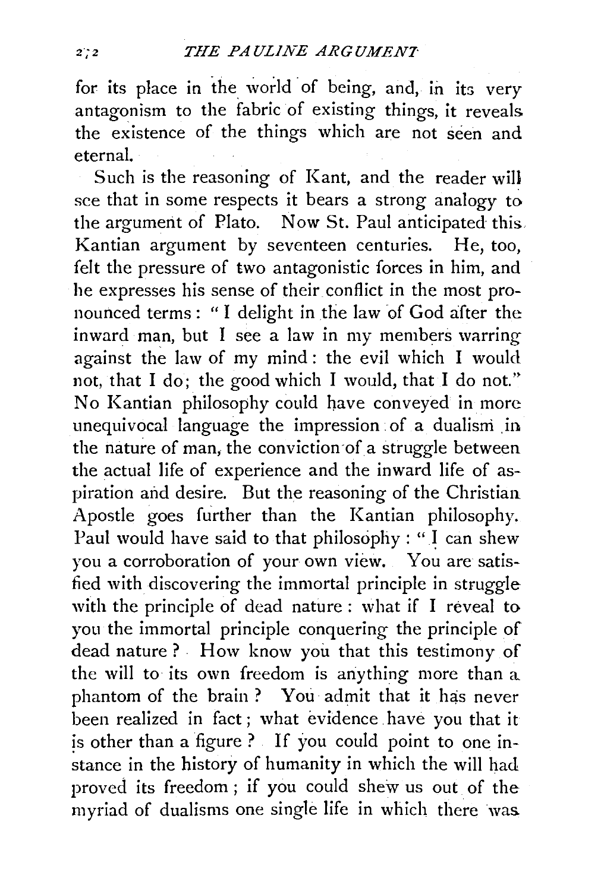for its place in the world of being, and, in its very antagonism to the fabric of existing things, it reveals the existence of the things which are not seen and eternal.

Such is the reasoning of Kant, and the reader will see that in some respects it bears a strong analogy to the argument of Plato. Now St. Paul anticipated this Kantian argument by seventeen centuries. He, too, felt the pressure of two antagonistic forces in him, and he expresses his sense of their conflict in the most pronounced terms: "I delight in the law of God after the inward man, but I see a law in my members warring against the law of my mind: the evil which I would not, that I do; the good which I would, that I do not." No Kantian philosophy could have conveyed in more unequivocal language the impression of a dualism in the nature of man, the conviction of a struggle between the actual life of experience and the inward life of aspiration and desire. But the reasoning of the Christian Apostle goes further than the Kantian philosophy. Paul would have said to that philosophy: "I can shew you a corroboration of your own view. You are satisfied with discovering the immortal principle in struggle with the principle of dead nature: what if I reveal to you the immortal principle conquering the principle of dead nature? How know you that this testimony of the will to its own freedom is anything more than a phantom of the brain? You admit that it has never been realized in fact; what evidence have you that it is other than a figure? If you could point to one instance in the history of humanity in which the will had proved its freedom; if you could shew us out of the myriad of dualisms one single life in which there was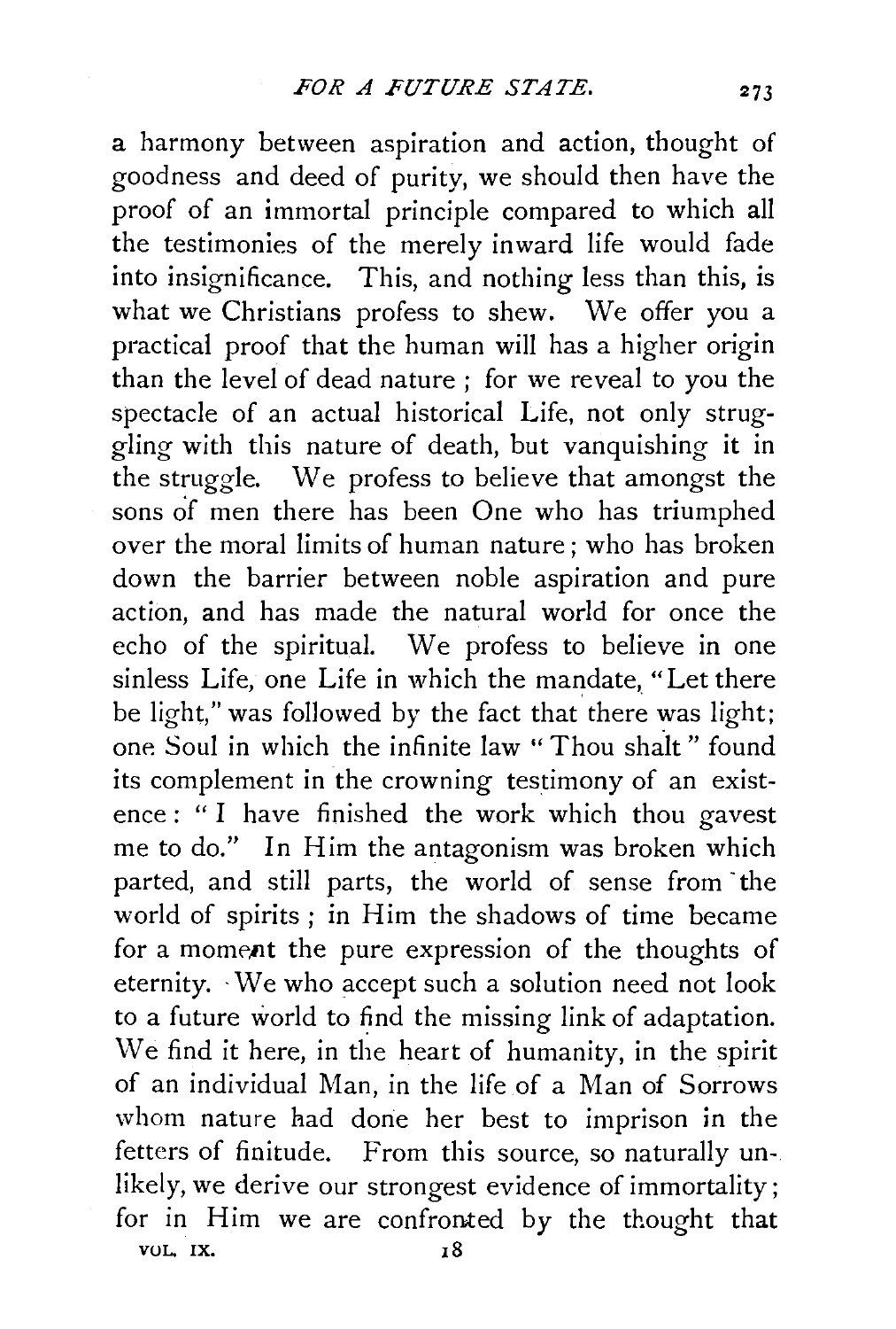a harmony between aspiration and action, thought of goodness and deed of purity, we should then have the proof of an immortal principle compared to which all the testimonies of the merely inward life would fade into insignificance. This, and nothing less than this, is what we Christians profess to shew. We offer you a practical proof that the human will has a higher origin than the level of dead nature; for we reveal to you the spectacle of an actual historical Life, not only struggling with this nature of death, but vanquishing it in the struggle. We profess to believe that amongst the sons of men there has been One who has triumphed over the moral limits of human nature; who has broken down the barrier between noble aspiration and pure action, and has made the natural world for once the echo of the spiritual. We profess to believe in one sinless Life, one Life in which the mandate, "Let there be light," was followed by the fact that there was light; one Soul in which the infinite law "Thou shalt" found its complement in the crowning testimony of an existence: "I have finished the work which thou gavest me to do." In Him the antagonism was broken which parted, and still parts, the world of sense from the world of spirits; in Him the shadows of time became for a moment the pure expression of the thoughts of eternity. We who accept such a solution need not look to a future world to find the missing link of adaptation. We find it here, in the heart of humanity, in the spirit of an individual Man, in the life of a Man of Sorrows whom nature had done her best to imprison in the fetters of finitude. From this source, so naturally unlikely, we derive our strongest evidence of immortality; for in Him we are confronted by the thought that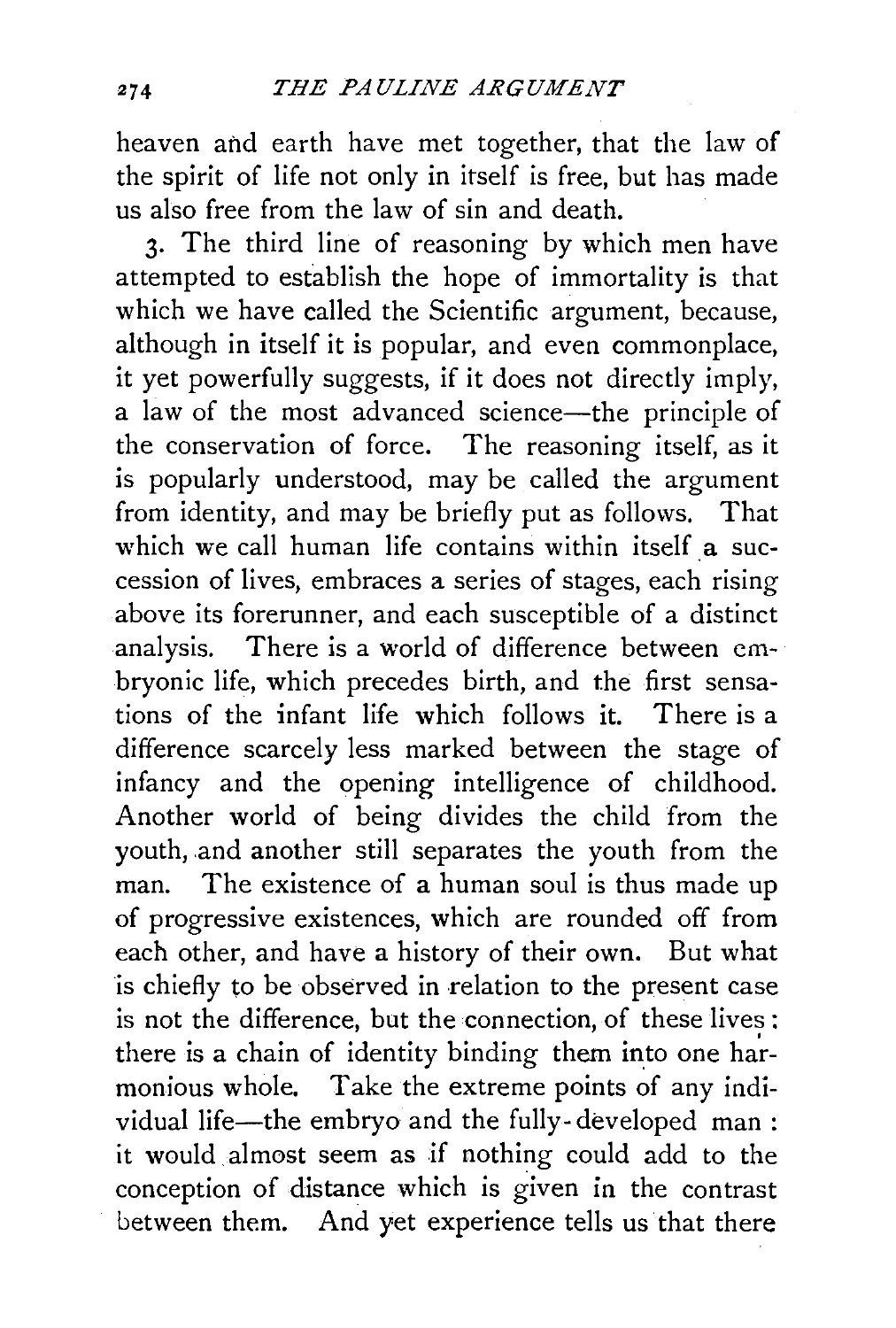heaven and earth have met together, that the law of the spirit of life not only in itself is free, but has made us also free from the law of sin and death.

3. The third line of reasoning by which men have attempted to establish the hope of immortality is that which we have called the Scientific argument, because, although in itself it is popular, and even commonplace, it yet powerfully suggests, if it does not directly imply, a law of the most advanced science—the principle of the conservation of force. The reasoning itself, as it is popularly understood, may be called the argument from identity, and may be briefly put as follows. That which we call human life contains within itself a succession of lives, embraces a series of stages, each rising above its forerunner, and each susceptible of a distinct analysis. There is a world of difference between embryonic life, which precedes birth, and the first sensations of the infant life which follows it. There is a difference scarcely less marked between the stage of infancy and the opening intelligence of childhood. Another world of being divides the child from the youth, and another still separates the youth from the man. The existence of a human soul is thus made up of progressive existences, which are rounded off from each other, and have a history of their own. But what is chiefly to be observed in relation to the present case is not the difference, but the connection, of these lives: there is a chain of identity binding them into one harmonious whole. Take the extreme points of any individual life—the embryo and the fully-developed man: it would almost seem as if nothing could add to the conception of distance which is given in the contrast between them. And yet experience tells us that there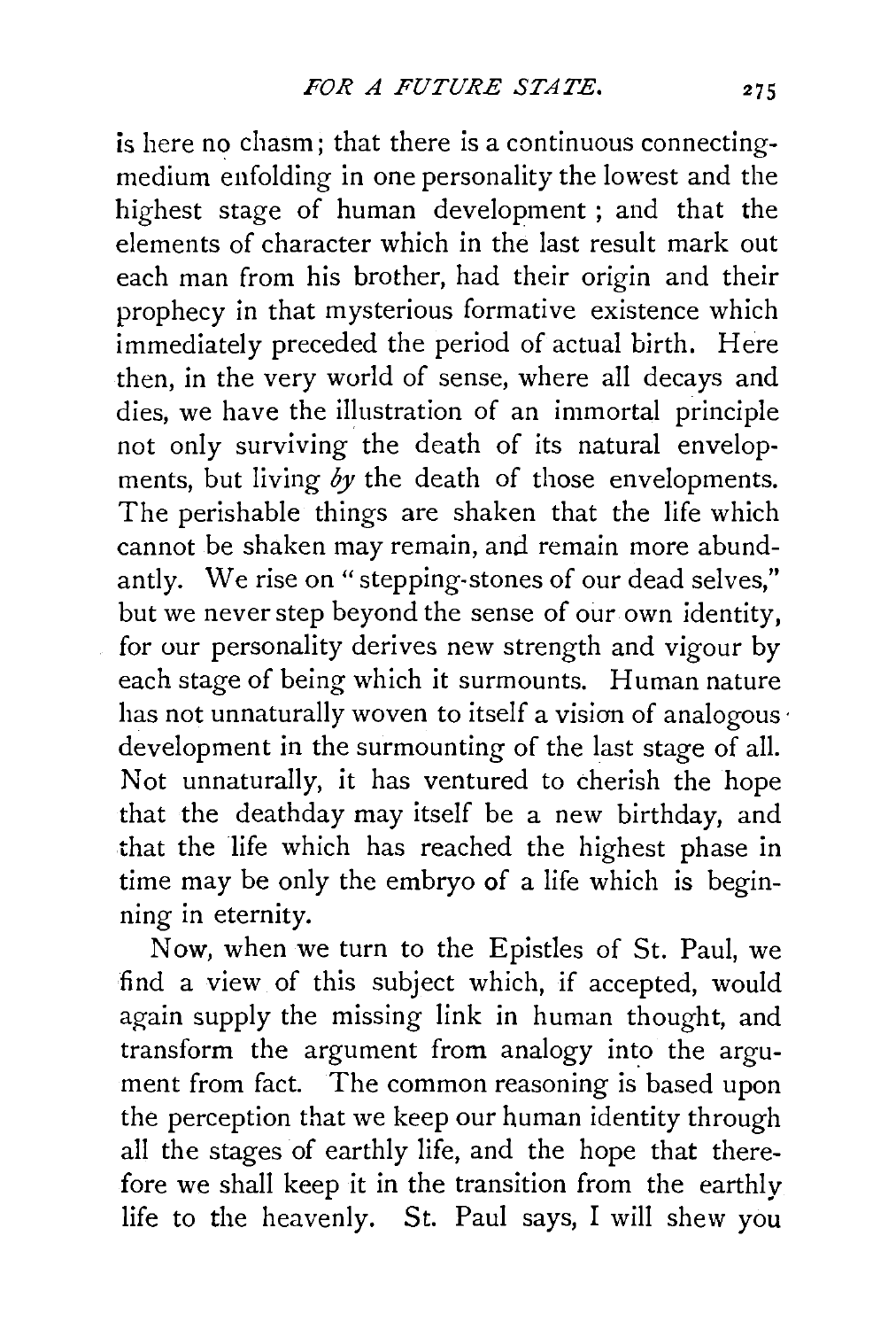is here no chasm; that there is a continuous connecting-medium enfolding in one personality the lowest and the highest stage of human development; and that the elements of character which in the last result mark out each man from his brother, had their origin and their prophecy in that mysterious formative existence which immediately preceded the period of actual birth. Here then, in the very world of sense, where all decays and dies, we have the illustration of an immortal principle not only surviving the death of its natural envelopments, but living *by* the death of those envelopments. The perishable things are shaken that the life which cannot be shaken may remain, and remain more abundantly. We rise on "stepping-stones of our dead selves," but we never step beyond the sense of our own identity, for our personality derives new strength and vigour by each stage of being which it surmounts. Human nature has not unnaturally woven to itself a vision of analogous development in the surmounting of the last stage of all. Not unnaturally, it has ventured to cherish the hope that the deathday may itself be a new birthday, and that the life which has reached the highest phase in time may be only the embryo of a life which is beginning in eternity.

Now, when we turn to the Epistles of St. Paul, we find a view of this subject which, if accepted, would again supply the missing link in human thought, and transform the argument from analogy into the argument from fact. The common reasoning is based upon the perception that we keep our human identity through all the stages of earthly life, and the hope that therefore we shall keep it in the transition from the earthly life to the heavenly. St. Paul says, I will shew you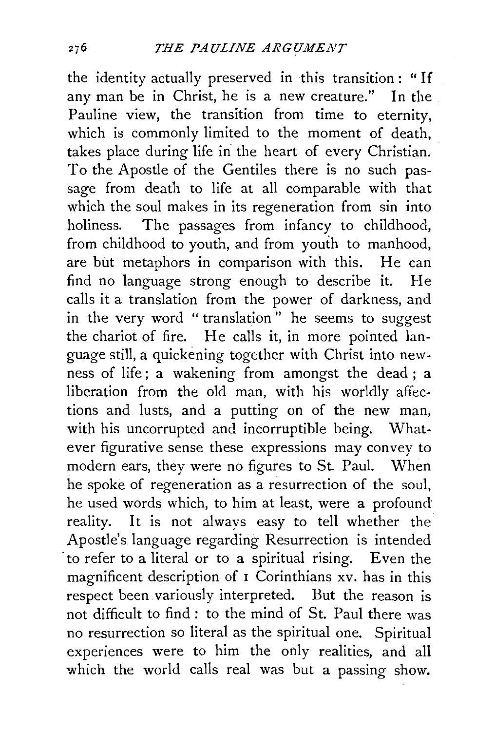the identity actually preserved in this transition: "If any man be in Christ, he is a new creature." In the Pauline view, the transition from time to eternity, which is commonly limited to the moment of death, takes place during life in the heart of every Christian. To the Apostle of the Gentiles there is no such passage from death to life at all comparable with that which the soul makes in its regeneration from sin into holiness. The passages from infancy to childhood, from childhood to youth, and from youth to manhood, are but metaphors in comparison with this. He can find no language strong enough to describe it. He calls it a translation from the power of darkness, and in the very word "translation" he seems to suggest the chariot of fire. He calls it, in more pointed language still, a quickening together with Christ into newness of life; a wakening from amongst the dead; a liberation from the old man, with his worldly affections and lusts, and a putting on of the new man, with his uncorrupted and incorruptible being. Whatever figurative sense these expressions may convey to modern ears, they were no figures to St. Paul. When he spoke of regeneration as a resurrection of the soul, he used words which, to him at least, were a profound reality. It is not always easy to tell whether the Apostle's language regarding Resurrection is intended to refer to a literal or to a spiritual rising. Even the magnificent description of 1 Corinthians xv. has in this respect been variously interpreted. But the reason is not difficult to find: to the mind of St. Paul there was no resurrection so literal as the spiritual one. Spiritual experiences were to him the only realities, and all which the world calls real was but a passing show.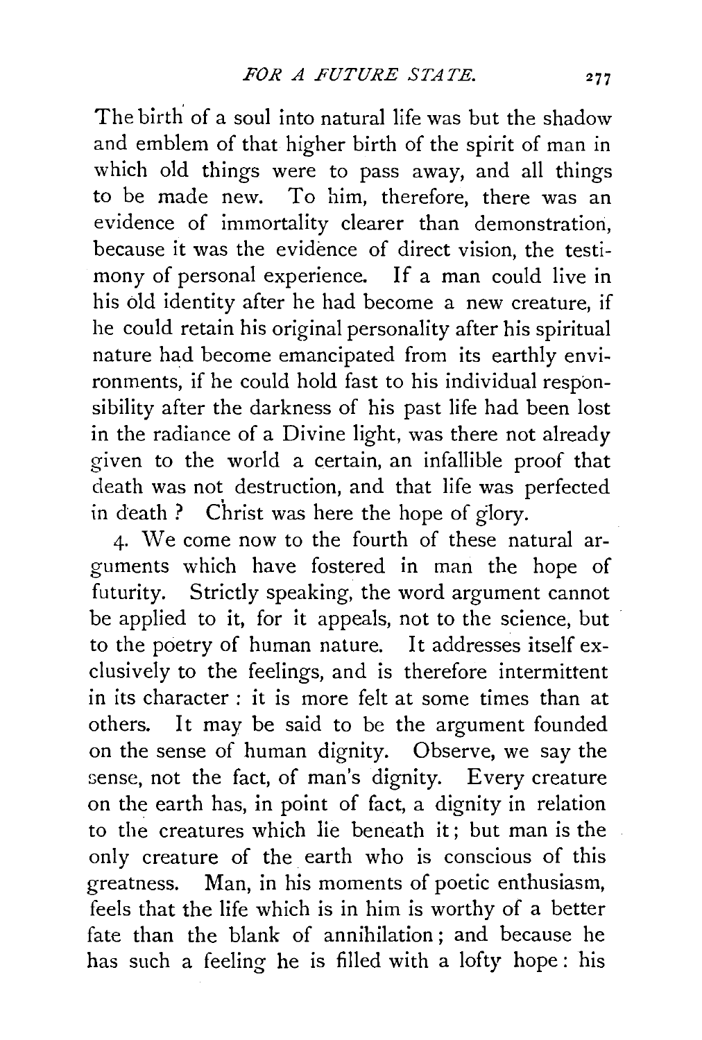The birth of a soul into natural life was but the shadow and emblem of that higher birth of the spirit of man in which old things were to pass away, and all things to be made new. To him, therefore, there was an evidence of immortality clearer than demonstration, because it was the evidence of direct vision, the testimony of personal experience. If a man could live in his old identity after he had become a new creature, if he could retain his original personality after his spiritual nature had become emancipated from its earthly environments, if he could hold fast to his individual responsibility after the darkness of his past life had been lost in the radiance of a Divine light, was there not already given to the world a certain, an infallible proof that death was not destruction, and that life was perfected in death? Christ was here the hope of glory.

4. We come now to the fourth of these natural arguments which have fostered in man the hope of futurity. Strictly speaking, the word argument cannot be applied to it, for it appeals, not to the science, but to the poetry of human nature. It addresses itself exclusively to the feelings, and is therefore intermittent in its character: it is more felt at some times than at others. It may be said to be the argument founded on the sense of human dignity. Observe, we say the sense, not the fact, of man's dignity. Every creature on the earth has, in point of fact, a dignity in relation to the creatures which lie beneath it; but man is the only creature of the earth who is conscious of this greatness. Man, in his moments of poetic enthusiasm, feels that the life which is in him is worthy of a better fate than the blank of annihilation; and because he has such a feeling he is filled with a lofty hope: his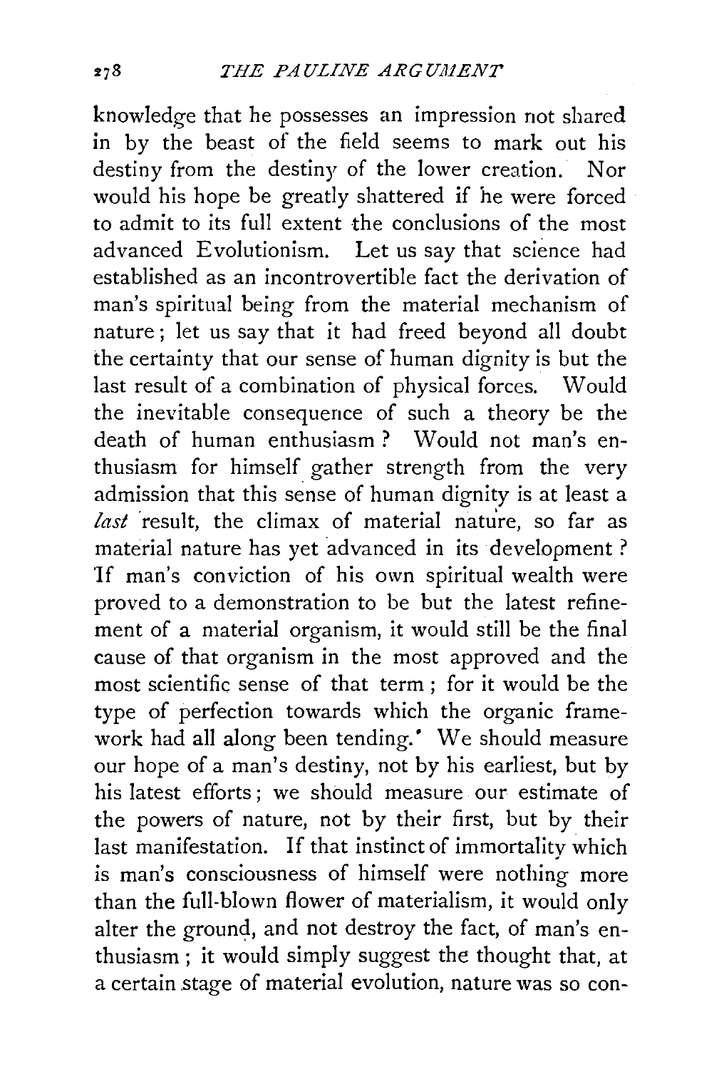knowledge that he possesses an impression not shared in by the beast of the field seems to mark out his destiny from the destiny of the lower creation. Nor would his hope be greatly shattered if he were forced to admit to its full extent the conclusions of the most advanced Evolutionism. Let us say that science had established as an incontrovertible fact the derivation of man's spiritual being from the material mechanism of nature; let us say that it had freed beyond all doubt the certainty that our sense of human dignity is but the last result of a combination of physical forces. Would the inevitable consequence of such a theory be the death of human enthusiasm? Would not man's enthusiasm for himself gather strength from the very admission that this sense of human dignity is at least a *last* result, the climax of material nature, so far as material nature has yet advanced in its development? If man's conviction of his own spiritual wealth were proved to a demonstration to be but the latest refinement of a material organism, it would still be the final cause of that organism in the most approved and the most scientific sense of that term; for it would be the type of perfection towards which the organic framework had all along been tending. We should measure our hope of a man's destiny, not by his earliest, but by his latest efforts; we should measure our estimate of the powers of nature, not by their first, but by their last manifestation. If that instinct of immortality which is man's consciousness of himself were nothing more than the full-blown flower of materialism, it would only alter the ground, and not destroy the fact, of man's enthusiasm; it would simply suggest the thought that, at a certain stage of material evolution, nature was so con-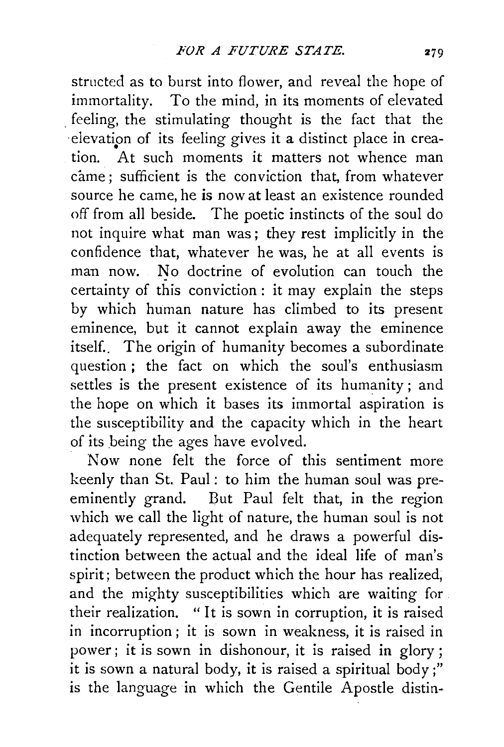structed as to burst into flower, and reveal the hope of immortality. To the mind, in its moments of elevated feeling, the stimulating thought is the fact that the elevation of its feeling gives it a distinct place in creation. At such moments it matters not whence man came; sufficient is the conviction that, from whatever source he came, he is now at least an existence rounded off from all beside. The poetic instincts of the soul do not inquire what man was; they rest implicitly in the confidence that, whatever he was, he at all events is man now. No doctrine of evolution can touch the certainty of this conviction: it may explain the steps by which human nature has climbed to its present eminence, but it cannot explain away the eminence itself. The origin of humanity becomes a subordinate question; the fact on which the soul's enthusiasm settles is the present existence of its humanity; and the hope on which it bases its immortal aspiration is the susceptibility and the capacity which in the heart of its being the ages have evolved.

Now none felt the force of this sentiment more keenly than St. Paul: to him the human soul was pre-eminently grand. But Paul felt that, in the region which we call the light of nature, the human soul is not adequately represented, and he draws a powerful distinction between the actual and the ideal life of man's spirit; between the product which the hour has realized, and the mighty susceptibilities which are waiting for their realization. "It is sown in corruption, it is raised in incorruption; it is sown in weakness, it is raised in power; it is sown in dishonour, it is raised in glory; it is sown a natural body, it is raised a spiritual body;" is the language in which the Gentile Apostle distin-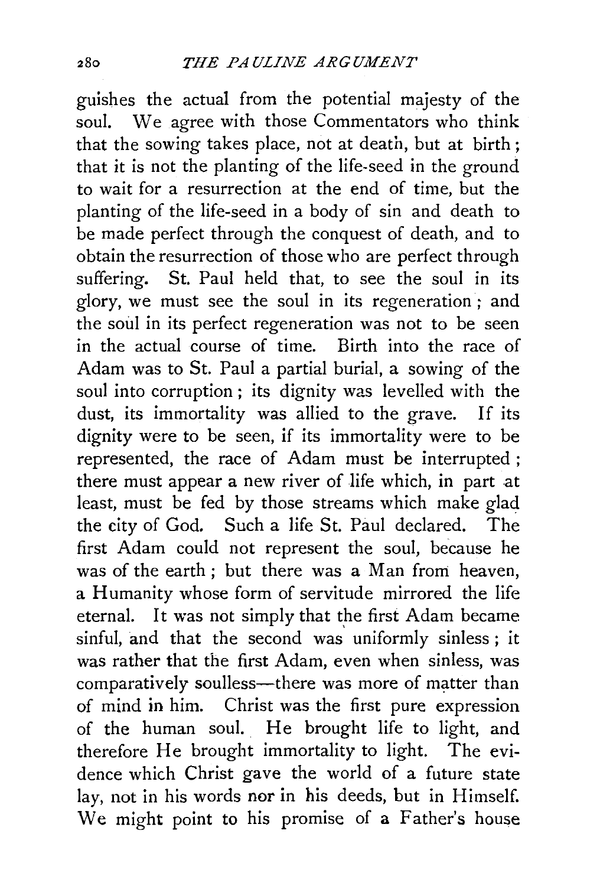guishes the actual from the potential majesty of the soul. We agree with those Commentators who think that the sowing takes place, not at death, but at birth; that it is not the planting of the life-seed in the ground to wait for a resurrection at the end of time, but the planting of the life-seed in a body of sin and death to be made perfect through the conquest of death, and to obtain the resurrection of those who are perfect through suffering. St. Paul held that, to see the soul in its glory, we must see the soul in its regeneration; and the soul in its perfect regeneration was not to be seen in the actual course of time. Birth into the race of Adam was to St. Paul a partial burial, a sowing of the soul into corruption; its dignity was levelled with the dust, its immortality was allied to the grave. If its dignity were to be seen, if its immortality were to be represented, the race of Adam must be interrupted; there must appear a new river of life which, in part at least, must be fed by those streams which make glad the city of God. Such a life St. Paul declared. The first Adam could not represent the soul, because he was of the earth; but there was a Man from heaven, a Humanity whose form of servitude mirrored the life eternal. It was not simply that the first Adam became sinful, and that the second was uniformly sinless; it was rather that the first Adam, even when sinless, was comparatively soulless—there was more of matter than of mind in him. Christ was the first pure expression of the human soul. He brought life to light, and therefore He brought immortality to light. The evidence which Christ gave the world of a future state lay, not in his words nor in his deeds, but in Himself. We might point to his promise of a Father's house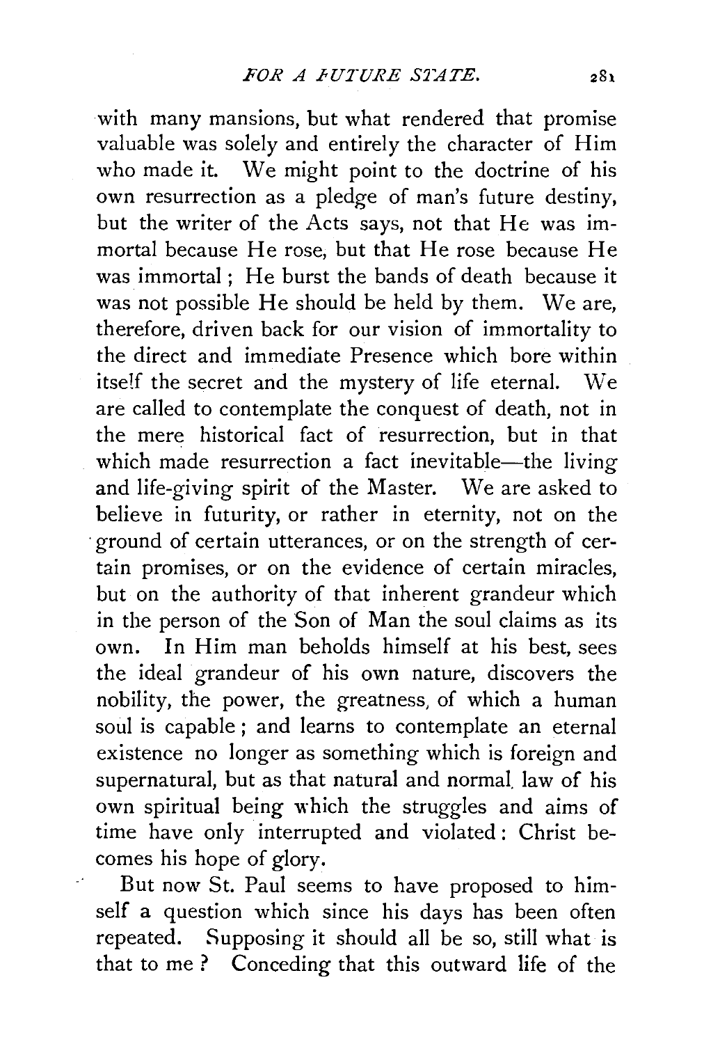with many mansions, but what rendered that promise valuable was solely and entirely the character of Him who made it. We might point to the doctrine of his own resurrection as a pledge of man's future destiny, but the writer of the Acts says, not that He was immortal because He rose, but that He rose because He was immortal; He burst the bands of death because it was not possible He should be held by them. We are, therefore, driven back for our vision of immortality to the direct and immediate Presence which bore within itself the secret and the mystery of life eternal. We are called to contemplate the conquest of death, not in the mere historical fact of resurrection, but in that which made resurrection a fact inevitable—the living and life-giving spirit of the Master. We are asked to believe in futurity, or rather in eternity, not on the ground of certain utterances, or on the strength of certain promises, or on the evidence of certain miracles, but on the authority of that inherent grandeur which in the person of the Son of Man the soul claims as its own. In Him man beholds himself at his best, sees the ideal grandeur of his own nature, discovers the nobility, the power, the greatness, of which a human soul is capable; and learns to contemplate an eternal existence no longer as something which is foreign and supernatural, but as that natural and normal law of his own spiritual being which the struggles and aims of time have only interrupted and violated: Christ becomes his hope of glory.

But now St. Paul seems to have proposed to himself a question which since his days has been often repeated. Supposing it should all be so, still what is that to me? Conceding that this outward life of the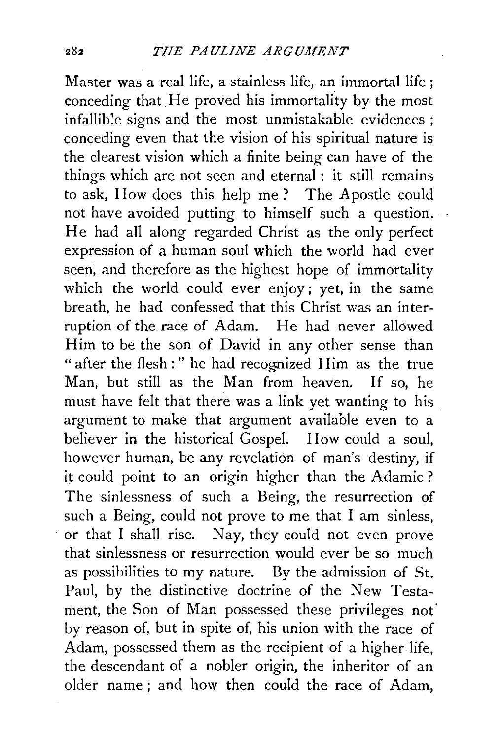Master was a real life, a stainless life, an immortal life; conceding that He proved his immortality by the most infallible signs and the most unmistakable evidences; conceding even that the vision of his spiritual nature is the clearest vision which a finite being can have of the things which are not seen and eternal: it still remains to ask, How does this help me? The Apostle could not have avoided putting to himself such a question. He had all along regarded Christ as the only perfect expression of a human soul which the world had ever seen, and therefore as the highest hope of immortality which the world could ever enjoy; yet, in the same breath, he had confessed that this Christ was an interruption of the race of Adam. He had never allowed Him to be the son of David in any other sense than "after the flesh:" he had recognized Him as the true Man, but still as the Man from heaven. If so, he must have felt that there was a link yet wanting to his argument to make that argument available even to a believer in the historical Gospel. How could a soul, however human, be any revelation of man's destiny, if it could point to an origin higher than the Adamic? The sinlessness of such a Being, the resurrection of such a Being, could not prove to me that I am sinless, or that I shall rise. Nay, they could not even prove that sinlessness or resurrection would ever be so much as possibilities to my nature. By the admission of St. Paul, by the distinctive doctrine of the New Testament, the Son of Man possessed these privileges not by reason of, but in spite of, his union with the race of Adam, possessed them as the recipient of a higher life, the descendant of a nobler origin, the inheritor of an older name; and how then could the race of Adam,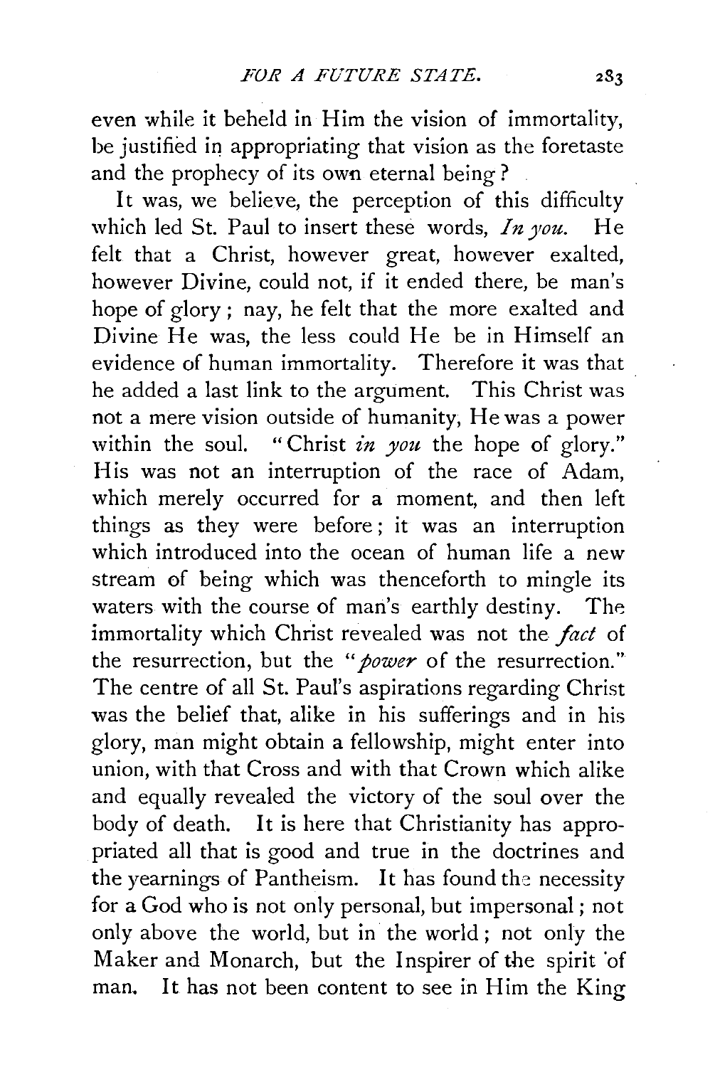even while it beheld in Him the vision of immortality, be justified in appropriating that vision as the foretaste and the prophecy of its own eternal being?

It was, we believe, the perception of this difficulty which led St. Paul to insert these words, *In you.* He felt that a Christ, however great, however exalted, however Divine, could not, if it ended there, be man's hope of glory; nay, he felt that the more exalted and Divine He was, the less could He be in Himself an evidence of human immortality. Therefore it was that he added a last link to the argument. This Christ was not a mere vision outside of humanity, He was a power within the soul. "Christ *in you* the hope of glory." His was not an interruption of the race of Adam, which merely occurred for a moment, and then left things as they were before; it was an interruption which introduced into the ocean of human life a new stream of being which was thenceforth to mingle its waters with the course of man's earthly destiny. The immortality which Christ revealed was not the *fact* of the resurrection, but the "*power* of the resurrection." The centre of all St. Paul's aspirations regarding Christ was the belief that, alike in his sufferings and in his glory, man might obtain a fellowship, might enter into union, with that Cross and with that Crown which alike and equally revealed the victory of the soul over the body of death. It is here that Christianity has appropriated all that is good and true in the doctrines and the yearnings of Pantheism. It has found the necessity for a God who is not only personal, but impersonal; not only above the world, but in the world; not only the Maker and Monarch, but the Inspirer of the spirit of man. It has not been content to see in Him the King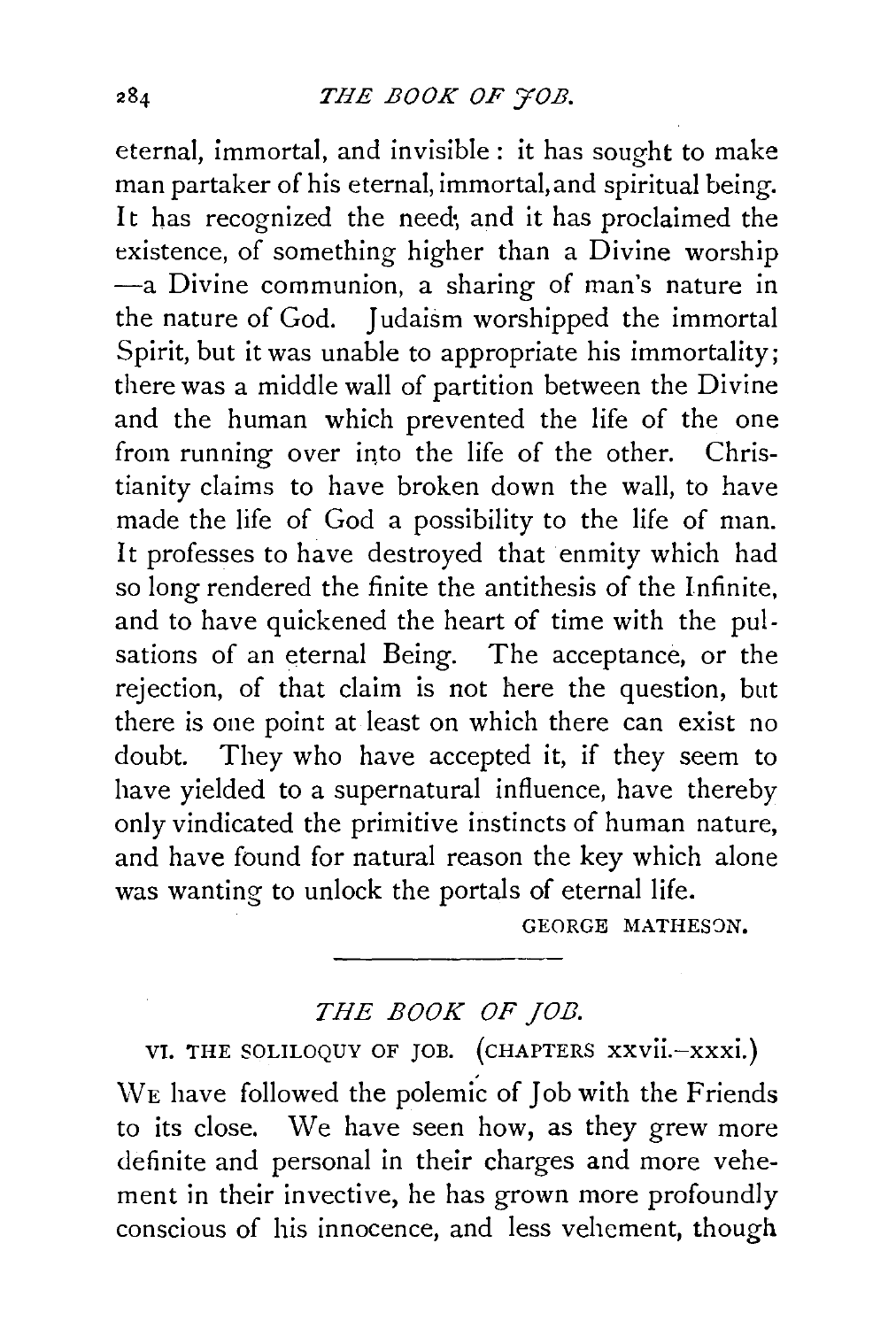eternal, immortal, and invisible: it has sought to make man partaker of his eternal, immortal, and spiritual being. It has recognized the need; and it has proclaimed the existence, of something higher than a Divine worship —a Divine communion, a sharing of man's nature in the nature of God. Judaism worshipped the immortal Spirit, but it was unable to appropriate his immortality; there was a middle wall of partition between the Divine and the human which prevented the life of the one from running over into the life of the other. Christianity claims to have broken down the wall, to have made the life of God a possibility to the life of man. It professes to have destroyed that enmity which had so long rendered the finite the antithesis of the Infinite, and to have quickened the heart of time with the pulsations of an eternal Being. The acceptance, or the rejection, of that claim is not here the question, but there is one point at least on which there can exist no doubt. They who have accepted it, if they seem to have yielded to a supernatural influence, have thereby only vindicated the primitive instincts of human nature, and have found for natural reason the key which alone was wanting to unlock the portals of eternal life.

GEORGE MATHESON.

---

## *THE BOOK OF JOB.*

### VI. THE SOLILOQUY OF JOB. (CHAPTERS xxvii.–xxxi.)

WE have followed the polemic of Job with the Friends to its close. We have seen how, as they grew more definite and personal in their charges and more vehement in their invective, he has grown more profoundly conscious of his innocence, and less vehement, though